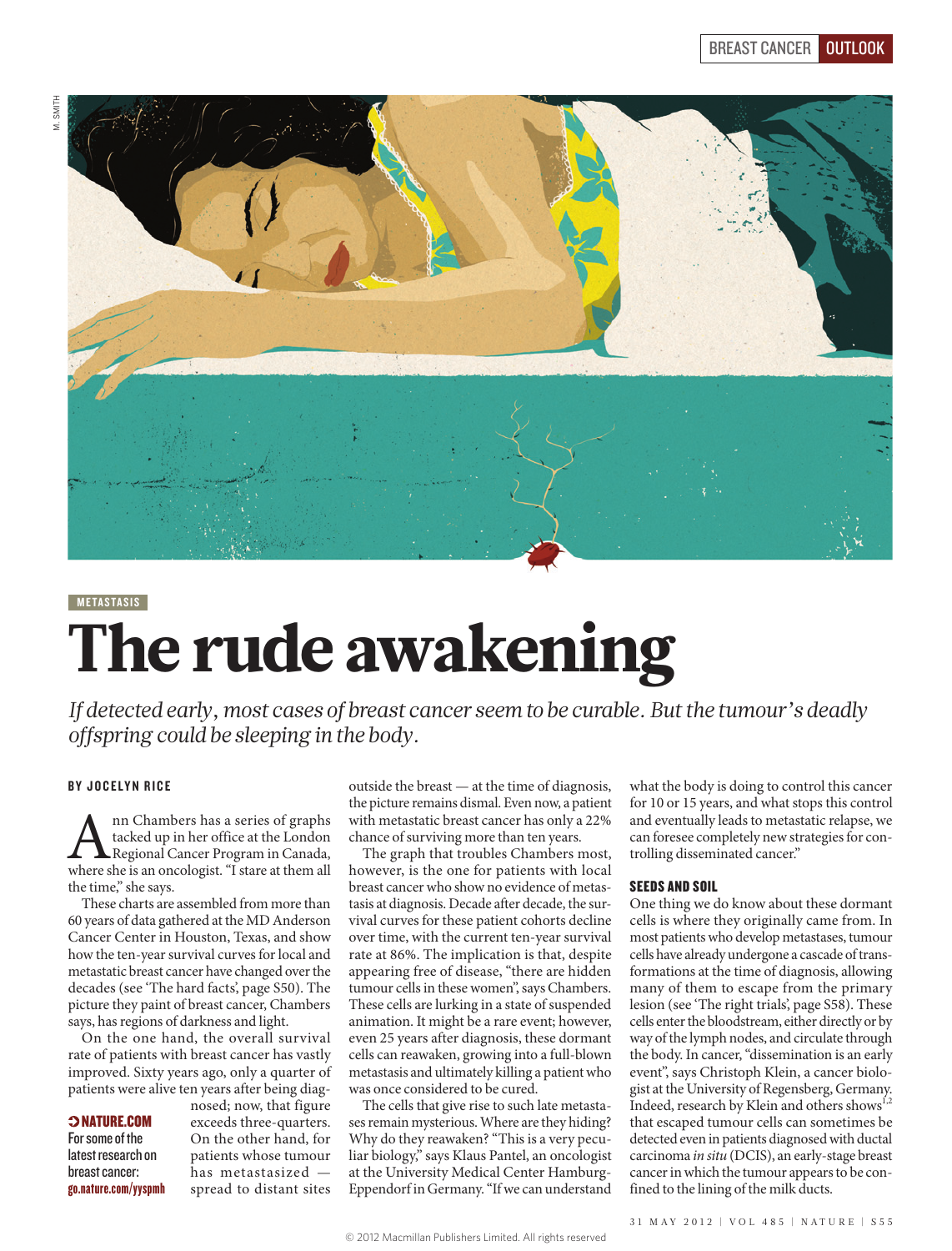METASTASIS

# The rude awakening

*If detected early, most cases of breast cancer seem to be curable. But the tumour's deadly offspring could be sleeping in the body.*

**BY JOCELYN RICE**

Ann Chambers has a series of graphs tacked up in her office at the London Regional Cancer Program in Canada, where she is an oncologist. "I stare at them all the time," she says.

These charts are assembled from more than 60 years of data gathered at the MD Anderson Cancer Center in Houston, Texas, and show how the ten-year survival curves for local and metastatic breast cancer have changed over the decades (see 'The hard facts', page S50). The picture they paint of breast cancer, Chambers says, has regions of darkness and light.

On the one hand, the overall survival rate of patients with breast cancer has vastly improved. Sixty years ago, only a quarter of patients were alive ten years after being diagnosed; now, that figure exceeds three-quarters. On the other hand, for patients whose tumour has metastasized — spread to distant sites outside the breast — at the time of diagnosis, the picture remains dismal. Even now, a patient with metastatic breast cancer has only a 22% chance of surviving more than ten years.

**➲ NATURE.COM**
For some of the latest research on breast cancer:
go.nature.com/yyspmh

The graph that troubles Chambers most, however, is the one for patients with local breast cancer who show no evidence of metastasis at diagnosis. Decade after decade, the survival curves for these patient cohorts decline over time, with the current ten-year survival rate at 86%. The implication is that, despite appearing free of disease, "there are hidden tumour cells in these women", says Chambers. These cells are lurking in a state of suspended animation. It might be a rare event; however, even 25 years after diagnosis, these dormant cells can reawaken, growing into a full-blown metastasis and ultimately killing a patient who was once considered to be cured.

The cells that give rise to such late metastases remain mysterious. Where are they hiding? Why do they reawaken? "This is a very peculiar biology," says Klaus Pantel, an oncologist at the University Medical Center Hamburg-Eppendorf in Germany. "If we can understand what the body is doing to control this cancer for 10 or 15 years, and what stops this control and eventually leads to metastatic relapse, we can foresee completely new strategies for controlling disseminated cancer."

## SEEDS AND SOIL

One thing we do know about these dormant cells is where they originally came from. In most patients who develop metastases, tumour cells have already undergone a cascade of transformations at the time of diagnosis, allowing many of them to escape from the primary lesion (see 'The right trials', page S58). These cells enter the bloodstream, either directly or by way of the lymph nodes, and circulate through the body. In cancer, "dissemination is an early event", says Christoph Klein, a cancer biologist at the University of Regensberg, Germany. Indeed, research by Klein and others shows[1,2] that escaped tumour cells can sometimes be detected even in patients diagnosed with ductal carcinoma *in situ* (DCIS), an early-stage breast cancer in which the tumour appears to be confined to the lining of the milk ducts.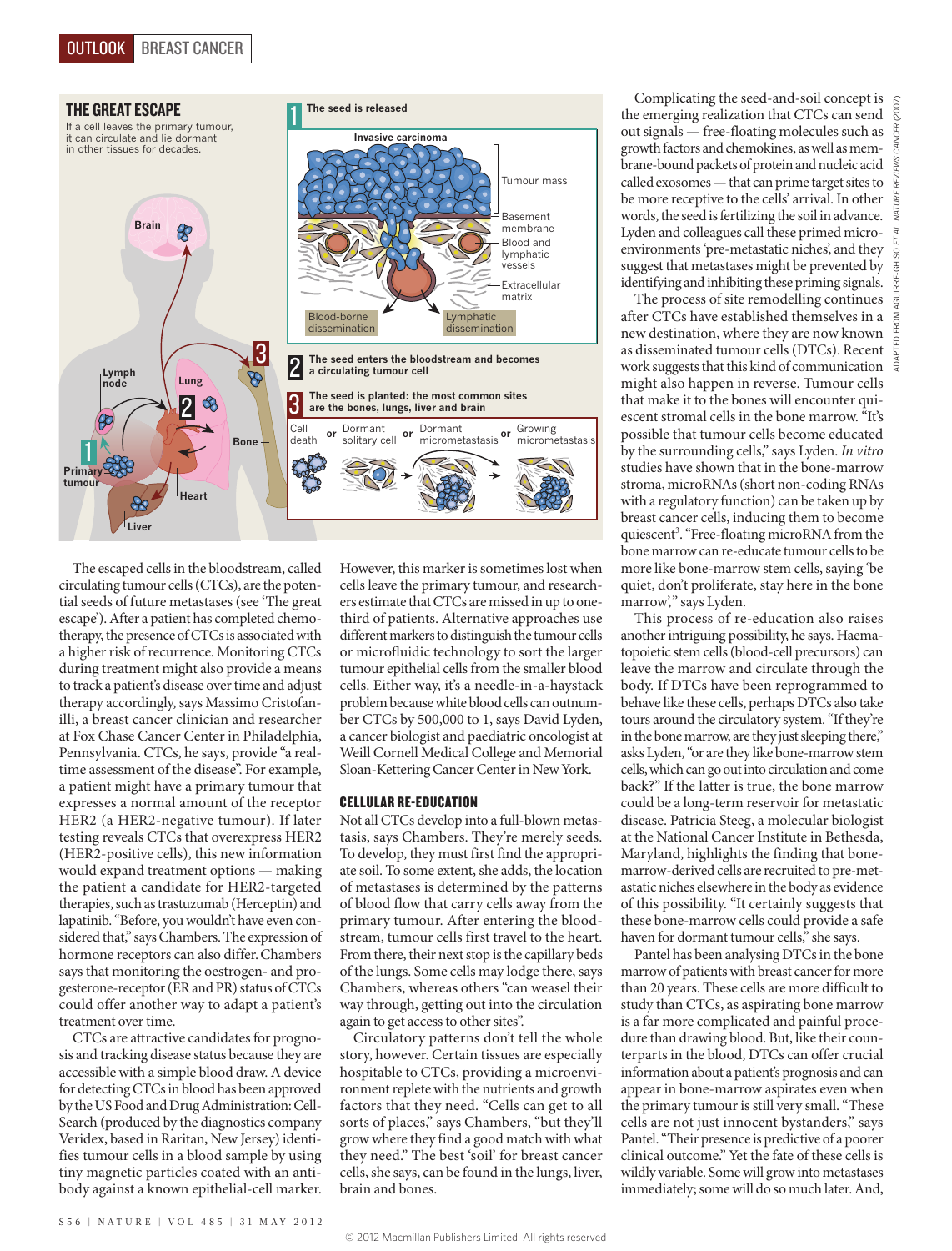## THE GREAT ESCAPE

If a cell leaves the primary tumour, it can circulate and lie dormant in other tissues for decades.

Brain
Lymph node
Lung
Primary tumour
Heart
Bone
Liver

1 The seed is released

Invasive carcinoma
Tumour mass
Basement membrane
Blood and lymphatic vessels
Extracellular matrix
Blood-borne dissemination
Lymphatic dissemination

2 The seed enters the bloodstream and becomes a circulating tumour cell

3 The seed is planted: the most common sites are the bones, lungs, liver and brain

Cell death or Dormant solitary cell or Dormant micrometastasis or Growing micrometastasis

ADAPTED FROM AGUIRRE-GHISO *ET AL. NATURE REVIEWS CANCER* (2007)

The escaped cells in the bloodstream, called circulating tumour cells (CTCs), are the potential seeds of future metastases (see 'The great escape'). After a patient has completed chemotherapy, the presence of CTCs is associated with a higher risk of recurrence. Monitoring CTCs during treatment might also provide a means to track a patient's disease over time and adjust therapy accordingly, says Massimo Cristofanilli, a breast cancer clinician and researcher at Fox Chase Cancer Center in Philadelphia, Pennsylvania. CTCs, he says, provide "a real-time assessment of the disease". For example, a patient might have a primary tumour that expresses a normal amount of the receptor HER2 (a HER2-negative tumour). If later testing reveals CTCs that overexpress HER2 (HER2-positive cells), this new information would expand treatment options — making the patient a candidate for HER2-targeted therapies, such as trastuzumab (Herceptin) and lapatinib. "Before, you wouldn't have even considered that," says Chambers. The expression of hormone receptors can also differ. Chambers says that monitoring the oestrogen- and progesterone-receptor (ER and PR) status of CTCs could offer another way to adapt a patient's treatment over time.

CTCs are attractive candidates for prognosis and tracking disease status because they are accessible with a simple blood draw. A device for detecting CTCs in blood has been approved by the US Food and Drug Administration: CellSearch (produced by the diagnostics company Veridex, based in Raritan, New Jersey) identifies tumour cells in a blood sample by using tiny magnetic particles coated with an antibody against a known epithelial-cell marker. However, this marker is sometimes lost when cells leave the primary tumour, and researchers estimate that CTCs are missed in up to one-third of patients. Alternative approaches use different markers to distinguish the tumour cells or microfluidic technology to sort the larger tumour epithelial cells from the smaller blood cells. Either way, it's a needle-in-a-haystack problem because white blood cells can outnumber CTCs by 500,000 to 1, says David Lyden, a cancer biologist and paediatric oncologist at Weill Cornell Medical College and Memorial Sloan-Kettering Cancer Center in New York.

### CELLULAR RE-EDUCATION

Not all CTCs develop into a full-blown metastasis, says Chambers. They're merely seeds. To develop, they must first find the appropriate soil. To some extent, she adds, the location of metastases is determined by the patterns of blood flow that carry cells away from the primary tumour. After entering the bloodstream, tumour cells first travel to the heart. From there, their next stop is the capillary beds of the lungs. Some cells may lodge there, says Chambers, whereas others "can weasel their way through, getting out into the circulation again to get access to other sites".

Circulatory patterns don't tell the whole story, however. Certain tissues are especially hospitable to CTCs, providing a microenvironment replete with the nutrients and growth factors that they need. "Cells can get to all sorts of places," says Chambers, "but they'll grow where they find a good match with what they need." The best 'soil' for breast cancer cells, she says, can be found in the lungs, liver, brain and bones.

Complicating the seed-and-soil concept is the emerging realization that CTCs can send out signals — free-floating molecules such as growth factors and chemokines, as well as membrane-bound packets of protein and nucleic acid called exosomes — that can prime target sites to be more receptive to the cells' arrival. In other words, the seed is fertilizing the soil in advance. Lyden and colleagues call these primed microenvironments 'pre-metastatic niches', and they suggest that metastases might be prevented by identifying and inhibiting these priming signals.

The process of site remodelling continues after CTCs have established themselves in a new destination, where they are now known as disseminated tumour cells (DTCs). Recent work suggests that this kind of communication might also happen in reverse. Tumour cells that make it to the bones will encounter quiescent stromal cells in the bone marrow. "It's possible that tumour cells become educated by the surrounding cells," says Lyden. *In vitro* studies have shown that in the bone-marrow stroma, microRNAs (short non-coding RNAs with a regulatory function) can be taken up by breast cancer cells, inducing them to become quiescent[3]. "Free-floating microRNA from the bone marrow can re-educate tumour cells to be more like bone-marrow stem cells, saying 'be quiet, don't proliferate, stay here in the bone marrow'," says Lyden.

This process of re-education also raises another intriguing possibility, he says. Haematopoietic stem cells (blood-cell precursors) can leave the marrow and circulate through the body. If DTCs have been reprogrammed to behave like these cells, perhaps DTCs also take tours around the circulatory system. "If they're in the bone marrow, are they just sleeping there," asks Lyden, "or are they like bone-marrow stem cells, which can go out into circulation and come back?" If the latter is true, the bone marrow could be a long-term reservoir for metastatic disease. Patricia Steeg, a molecular biologist at the National Cancer Institute in Bethesda, Maryland, highlights the finding that bone-marrow-derived cells are recruited to pre-metastatic niches elsewhere in the body as evidence of this possibility. "It certainly suggests that these bone-marrow cells could provide a safe haven for dormant tumour cells," she says.

Pantel has been analysing DTCs in the bone marrow of patients with breast cancer for more than 20 years. These cells are more difficult to study than CTCs, as aspirating bone marrow is a far more complicated and painful procedure than drawing blood. But, like their counterparts in the blood, DTCs can offer crucial information about a patient's prognosis and can appear in bone-marrow aspirates even when the primary tumour is still very small. "These cells are not just innocent bystanders," says Pantel. "Their presence is predictive of a poorer clinical outcome." Yet the fate of these cells is wildly variable. Some will grow into metastases immediately; some will do so much later. And,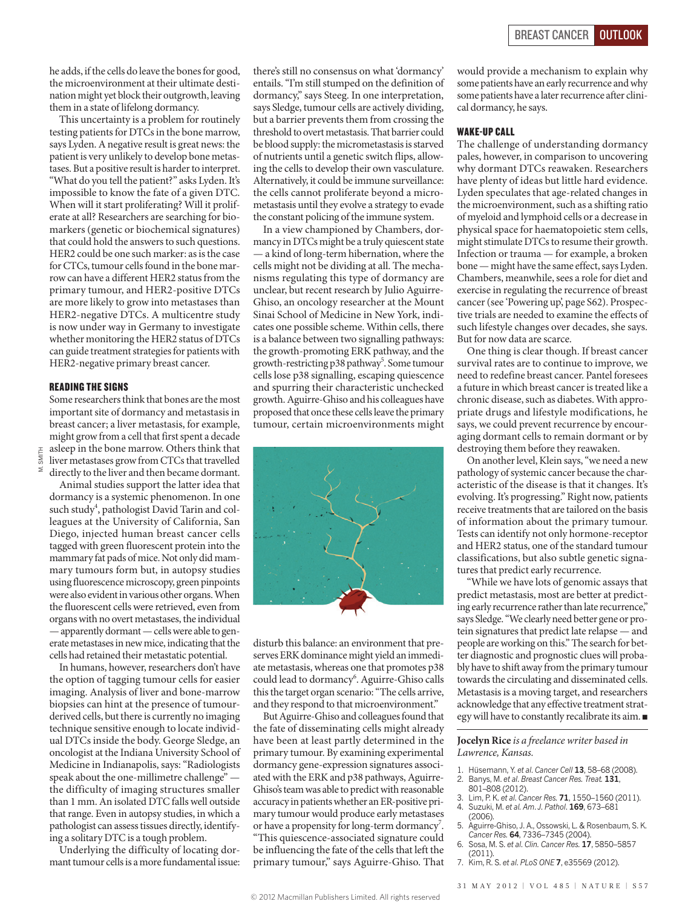he adds, if the cells do leave the bones for good, the microenvironment at their ultimate destination might yet block their outgrowth, leaving them in a state of lifelong dormancy.

This uncertainty is a problem for routinely testing patients for DTCs in the bone marrow, says Lyden. A negative result is great news: the patient is very unlikely to develop bone metastases. But a positive result is harder to interpret. "What do you tell the patient?" asks Lyden. It's impossible to know the fate of a given DTC. When will it start proliferating? Will it proliferate at all? Researchers are searching for biomarkers (genetic or biochemical signatures) that could hold the answers to such questions. HER2 could be one such marker: as is the case for CTCs, tumour cells found in the bone marrow can have a different HER2 status from the primary tumour, and HER2-positive DTCs are more likely to grow into metastases than HER2-negative DTCs. A multicentre study is now under way in Germany to investigate whether monitoring the HER2 status of DTCs can guide treatment strategies for patients with HER2-negative primary breast cancer.

### READING THE SIGNS

Some researchers think that bones are the most important site of dormancy and metastasis in breast cancer; a liver metastasis, for example, might grow from a cell that first spent a decade asleep in the bone marrow. Others think that liver metastases grow from CTCs that travelled directly to the liver and then became dormant.

Animal studies support the latter idea that dormancy is a systemic phenomenon. In one such study[4], pathologist David Tarin and colleagues at the University of California, San Diego, injected human breast cancer cells tagged with green fluorescent protein into the mammary fat pads of mice. Not only did mammary tumours form but, in autopsy studies using fluorescence microscopy, green pinpoints were also evident in various other organs. When the fluorescent cells were retrieved, even from organs with no overt metastases, the individual — apparently dormant — cells were able to generate metastases in new mice, indicating that the cells had retained their metastatic potential.

In humans, however, researchers don't have the option of tagging tumour cells for easier imaging. Analysis of liver and bone-marrow biopsies can hint at the presence of tumour-derived cells, but there is currently no imaging technique sensitive enough to locate individual DTCs inside the body. George Sledge, an oncologist at the Indiana University School of Medicine in Indianapolis, says: "Radiologists speak about the one-millimetre challenge" — the difficulty of imaging structures smaller than 1 mm. An isolated DTC falls well outside that range. Even in autopsy studies, in which a pathologist can assess tissues directly, identifying a solitary DTC is a tough problem.

Underlying the difficulty of locating dormant tumour cells is a more fundamental issue: there's still no consensus on what 'dormancy' entails. "I'm still stumped on the definition of dormancy," says Steeg. In one interpretation, says Sledge, tumour cells are actively dividing, but a barrier prevents them from crossing the threshold to overt metastasis. That barrier could be blood supply: the micrometastasis is starved of nutrients until a genetic switch flips, allowing the cells to develop their own vasculature. Alternatively, it could be immune surveillance: the cells cannot proliferate beyond a micrometastasis until they evolve a strategy to evade the constant policing of the immune system.

In a view championed by Chambers, dormancy in DTCs might be a truly quiescent state — a kind of long-term hibernation, where the cells might not be dividing at all. The mechanisms regulating this type of dormancy are unclear, but recent research by Julio Aguirre-Ghiso, an oncology researcher at the Mount Sinai School of Medicine in New York, indicates one possible scheme. Within cells, there is a balance between two signalling pathways: the growth-promoting ERK pathway, and the growth-restricting p38 pathway[5]. Some tumour cells lose p38 signalling, escaping quiescence and spurring their characteristic unchecked growth. Aguirre-Ghiso and his colleagues have proposed that once these cells leave the primary tumour, certain microenvironments might disturb this balance: an environment that preserves ERK dominance might yield an immediate metastasis, whereas one that promotes p38 could lead to dormancy[6]. Aguirre-Ghiso calls this the target organ scenario: "The cells arrive, and they respond to that microenvironment."

But Aguirre-Ghiso and colleagues found that the fate of disseminating cells might already have been at least partly determined in the primary tumour. By examining experimental dormancy gene-expression signatures associated with the ERK and p38 pathways, Aguirre-Ghiso's team was able to predict with reasonable accuracy in patients whether an ER-positive primary tumour would produce early metastases or have a propensity for long-term dormancy[7]. "This quiescence-associated signature could be influencing the fate of the cells that left the primary tumour," says Aguirre-Ghiso. That would provide a mechanism to explain why some patients have an early recurrence and why some patients have a later recurrence after clinical dormancy, he says.

### WAKE-UP CALL

The challenge of understanding dormancy pales, however, in comparison to uncovering why dormant DTCs reawaken. Researchers have plenty of ideas but little hard evidence. Lyden speculates that age-related changes in the microenvironment, such as a shifting ratio of myeloid and lymphoid cells or a decrease in physical space for haematopoietic stem cells, might stimulate DTCs to resume their growth. Infection or trauma — for example, a broken bone — might have the same effect, says Lyden. Chambers, meanwhile, sees a role for diet and exercise in regulating the recurrence of breast cancer (see 'Powering up', page S62). Prospective trials are needed to examine the effects of such lifestyle changes over decades, she says. But for now data are scarce.

One thing is clear though. If breast cancer survival rates are to continue to improve, we need to redefine breast cancer. Pantel foresees a future in which breast cancer is treated like a chronic disease, such as diabetes. With appropriate drugs and lifestyle modifications, he says, we could prevent recurrence by encouraging dormant cells to remain dormant or by destroying them before they reawaken.

On another level, Klein says, "we need a new pathology of systemic cancer because the characteristic of the disease is that it changes. It's evolving. It's progressing." Right now, patients receive treatments that are tailored on the basis of information about the primary tumour. Tests can identify not only hormone-receptor and HER2 status, one of the standard tumour classifications, but also subtle genetic signatures that predict early recurrence.

"While we have lots of genomic assays that predict metastasis, most are better at predicting early recurrence rather than late recurrence," says Sledge. "We clearly need better gene or protein signatures that predict late relapse — and people are working on this." The search for better diagnostic and prognostic clues will probably have to shift away from the primary tumour towards the circulating and disseminated cells. Metastasis is a moving target, and researchers acknowledge that any effective treatment strategy will have to constantly recalibrate its aim. ■

**Jocelyn Rice** *is a freelance writer based in Lawrence, Kansas.*

1. Hüsemann, Y. *et al. Cancer Cell* **13**, 58–68 (2008).
2. Banys, M. *et al. Breast Cancer Res. Treat.* **131**, 801–808 (2012).
3. Lim, P. K. *et al. Cancer Res.* **71**, 1550–1560 (2011).
4. Suzuki, M. *et al. Am. J. Pathol.* **169**, 673–681 (2006).
5. Aguirre-Ghiso, J. A., Ossowski, L. & Rosenbaum, S. K. *Cancer Res.* **64**, 7336–7345 (2004).
6. Sosa, M. S. *et al. Clin. Cancer Res.* **17**, 5850–5857 (2011).
7. Kim, R. S. *et al. PLoS ONE* **7**, e35569 (2012).